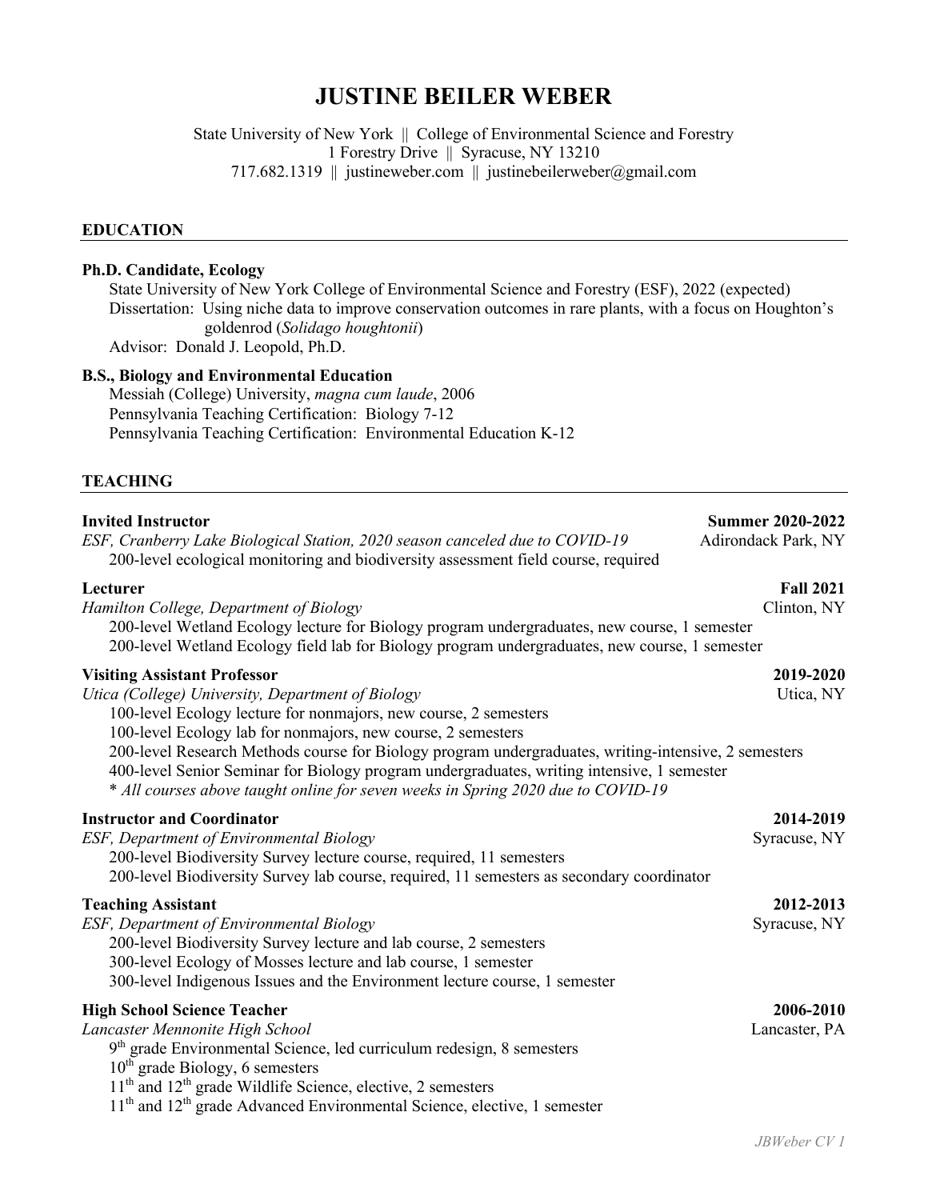# JUSTINE BEILER WEBER

State University of New York || College of Environmental Science and Forestry
1 Forestry Drive || Syracuse, NY 13210
717.682.1319 || justineweber.com || justinebeilerweber@gmail.com

## EDUCATION

**Ph.D. Candidate, Ecology**
State University of New York College of Environmental Science and Forestry (ESF), 2022 (expected)
Dissertation: Using niche data to improve conservation outcomes in rare plants, with a focus on Houghton's goldenrod (*Solidago houghtonii*)
Advisor: Donald J. Leopold, Ph.D.

**B.S., Biology and Environmental Education**
Messiah (College) University, *magna cum laude*, 2006
Pennsylvania Teaching Certification: Biology 7-12
Pennsylvania Teaching Certification: Environmental Education K-12

## TEACHING

**Invited Instructor** — **Summer 2020-2022**
*ESF, Cranberry Lake Biological Station, 2020 season canceled due to COVID-19* — Adirondack Park, NY
200-level ecological monitoring and biodiversity assessment field course, required

**Lecturer** — **Fall 2021**
*Hamilton College, Department of Biology* — Clinton, NY
200-level Wetland Ecology lecture for Biology program undergraduates, new course, 1 semester
200-level Wetland Ecology field lab for Biology program undergraduates, new course, 1 semester

**Visiting Assistant Professor** — **2019-2020**
*Utica (College) University, Department of Biology* — Utica, NY
100-level Ecology lecture for nonmajors, new course, 2 semesters
100-level Ecology lab for nonmajors, new course, 2 semesters
200-level Research Methods course for Biology program undergraduates, writing-intensive, 2 semesters
400-level Senior Seminar for Biology program undergraduates, writing intensive, 1 semester
\* *All courses above taught online for seven weeks in Spring 2020 due to COVID-19*

**Instructor and Coordinator** — **2014-2019**
*ESF, Department of Environmental Biology* — Syracuse, NY
200-level Biodiversity Survey lecture course, required, 11 semesters
200-level Biodiversity Survey lab course, required, 11 semesters as secondary coordinator

**Teaching Assistant** — **2012-2013**
*ESF, Department of Environmental Biology* — Syracuse, NY
200-level Biodiversity Survey lecture and lab course, 2 semesters
300-level Ecology of Mosses lecture and lab course, 1 semester
300-level Indigenous Issues and the Environment lecture course, 1 semester

**High School Science Teacher** — **2006-2010**
*Lancaster Mennonite High School* — Lancaster, PA
9th grade Environmental Science, led curriculum redesign, 8 semesters
10th grade Biology, 6 semesters
11th and 12th grade Wildlife Science, elective, 2 semesters
11th and 12th grade Advanced Environmental Science, elective, 1 semester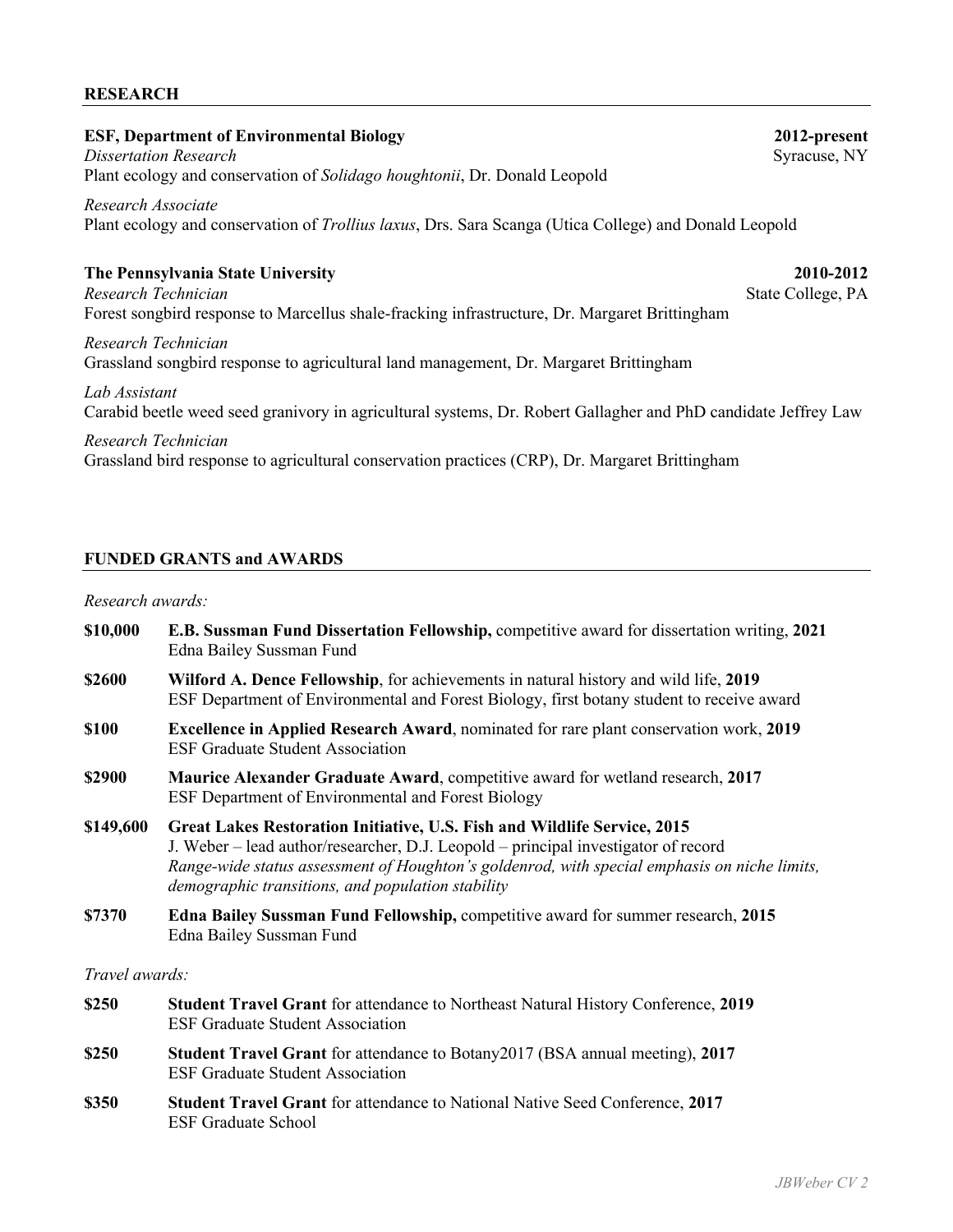## RESEARCH

**ESF, Department of Environmental Biology** — **2012-present**
*Dissertation Research* — Syracuse, NY
Plant ecology and conservation of *Solidago houghtonii*, Dr. Donald Leopold

*Research Associate*
Plant ecology and conservation of *Trollius laxus*, Drs. Sara Scanga (Utica College) and Donald Leopold

**The Pennsylvania State University** — **2010-2012**
*Research Technician* — State College, PA
Forest songbird response to Marcellus shale-fracking infrastructure, Dr. Margaret Brittingham

*Research Technician*
Grassland songbird response to agricultural land management, Dr. Margaret Brittingham

*Lab Assistant*
Carabid beetle weed seed granivory in agricultural systems, Dr. Robert Gallagher and PhD candidate Jeffrey Law

*Research Technician*
Grassland bird response to agricultural conservation practices (CRP), Dr. Margaret Brittingham

## FUNDED GRANTS and AWARDS

*Research awards:*

**$10,000** — **E.B. Sussman Fund Dissertation Fellowship,** competitive award for dissertation writing, **2021**
Edna Bailey Sussman Fund

**$2600** — **Wilford A. Dence Fellowship**, for achievements in natural history and wild life, **2019**
ESF Department of Environmental and Forest Biology, first botany student to receive award

**$100** — **Excellence in Applied Research Award**, nominated for rare plant conservation work, **2019**
ESF Graduate Student Association

**$2900** — **Maurice Alexander Graduate Award**, competitive award for wetland research, **2017**
ESF Department of Environmental and Forest Biology

**$149,600** — **Great Lakes Restoration Initiative, U.S. Fish and Wildlife Service, 2015**
J. Weber – lead author/researcher, D.J. Leopold – principal investigator of record
*Range-wide status assessment of Houghton's goldenrod, with special emphasis on niche limits, demographic transitions, and population stability*

**$7370** — **Edna Bailey Sussman Fund Fellowship,** competitive award for summer research, **2015**
Edna Bailey Sussman Fund

*Travel awards:*

**$250** — **Student Travel Grant** for attendance to Northeast Natural History Conference, **2019**
ESF Graduate Student Association

**$250** — **Student Travel Grant** for attendance to Botany2017 (BSA annual meeting), **2017**
ESF Graduate Student Association

**$350** — **Student Travel Grant** for attendance to National Native Seed Conference, **2017**
ESF Graduate School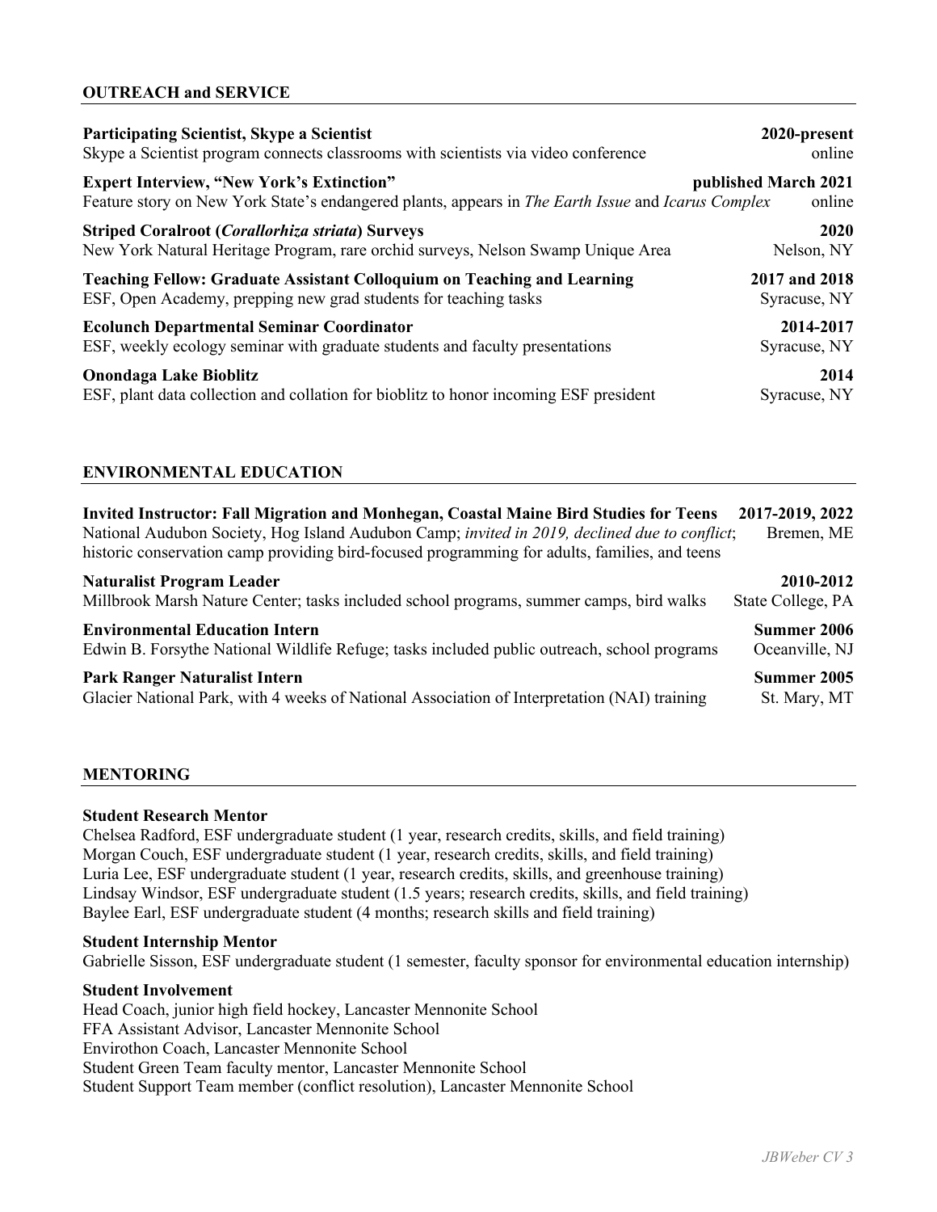## OUTREACH and SERVICE

**Participating Scientist, Skype a Scientist** — **2020-present**
Skype a Scientist program connects classrooms with scientists via video conference — online

**Expert Interview, "New York's Extinction"** — **published March 2021**
Feature story on New York State's endangered plants, appears in *The Earth Issue* and *Icarus Complex* — online

**Striped Coralroot (*Corallorhiza striata*) Surveys** — **2020**
New York Natural Heritage Program, rare orchid surveys, Nelson Swamp Unique Area — Nelson, NY

**Teaching Fellow: Graduate Assistant Colloquium on Teaching and Learning** — **2017 and 2018**
ESF, Open Academy, prepping new grad students for teaching tasks — Syracuse, NY

**Ecolunch Departmental Seminar Coordinator** — **2014-2017**
ESF, weekly ecology seminar with graduate students and faculty presentations — Syracuse, NY

**Onondaga Lake Bioblitz** — **2014**
ESF, plant data collection and collation for bioblitz to honor incoming ESF president — Syracuse, NY

## ENVIRONMENTAL EDUCATION

**Invited Instructor: Fall Migration and Monhegan, Coastal Maine Bird Studies for Teens** — **2017-2019, 2022**
National Audubon Society, Hog Island Audubon Camp; *invited in 2019, declined due to conflict*; historic conservation camp providing bird-focused programming for adults, families, and teens — Bremen, ME

**Naturalist Program Leader** — **2010-2012**
Millbrook Marsh Nature Center; tasks included school programs, summer camps, bird walks — State College, PA

**Environmental Education Intern** — **Summer 2006**
Edwin B. Forsythe National Wildlife Refuge; tasks included public outreach, school programs — Oceanville, NJ

**Park Ranger Naturalist Intern** — **Summer 2005**
Glacier National Park, with 4 weeks of National Association of Interpretation (NAI) training — St. Mary, MT

## MENTORING

**Student Research Mentor**
Chelsea Radford, ESF undergraduate student (1 year, research credits, skills, and field training)
Morgan Couch, ESF undergraduate student (1 year, research credits, skills, and field training)
Luria Lee, ESF undergraduate student (1 year, research credits, skills, and greenhouse training)
Lindsay Windsor, ESF undergraduate student (1.5 years; research credits, skills, and field training)
Baylee Earl, ESF undergraduate student (4 months; research skills and field training)

**Student Internship Mentor**
Gabrielle Sisson, ESF undergraduate student (1 semester, faculty sponsor for environmental education internship)

**Student Involvement**
Head Coach, junior high field hockey, Lancaster Mennonite School
FFA Assistant Advisor, Lancaster Mennonite School
Envirothon Coach, Lancaster Mennonite School
Student Green Team faculty mentor, Lancaster Mennonite School
Student Support Team member (conflict resolution), Lancaster Mennonite School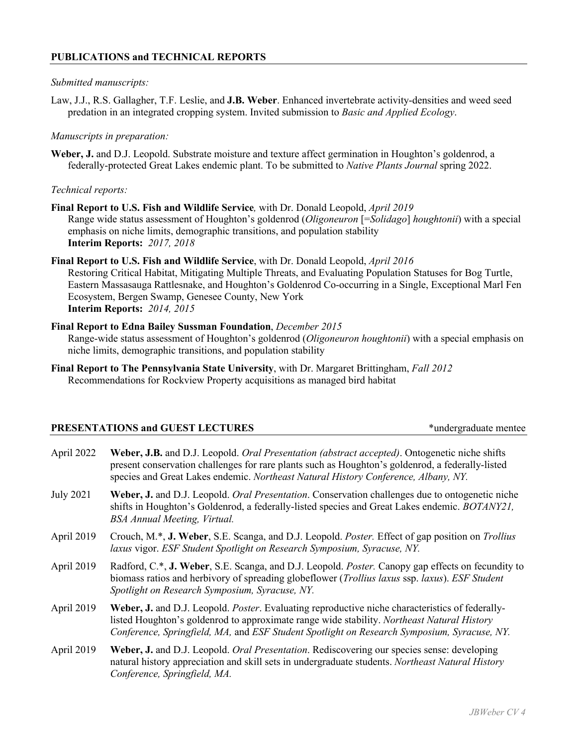## PUBLICATIONS and TECHNICAL REPORTS

*Submitted manuscripts:*

Law, J.J., R.S. Gallagher, T.F. Leslie, and **J.B. Weber**. Enhanced invertebrate activity-densities and weed seed predation in an integrated cropping system. Invited submission to *Basic and Applied Ecology*.

*Manuscripts in preparation:*

**Weber, J.** and D.J. Leopold. Substrate moisture and texture affect germination in Houghton's goldenrod, a federally-protected Great Lakes endemic plant. To be submitted to *Native Plants Journal* spring 2022.

*Technical reports:*

**Final Report to U.S. Fish and Wildlife Service***,* with Dr. Donald Leopold, *April 2019*
Range wide status assessment of Houghton's goldenrod (*Oligoneuron* [=*Solidago*] *houghtonii*) with a special emphasis on niche limits, demographic transitions, and population stability
**Interim Reports:** *2017, 2018*

**Final Report to U.S. Fish and Wildlife Service**, with Dr. Donald Leopold, *April 2016*
Restoring Critical Habitat, Mitigating Multiple Threats, and Evaluating Population Statuses for Bog Turtle, Eastern Massasauga Rattlesnake, and Houghton's Goldenrod Co-occurring in a Single, Exceptional Marl Fen Ecosystem, Bergen Swamp, Genesee County, New York
**Interim Reports:** *2014, 2015*

**Final Report to Edna Bailey Sussman Foundation**, *December 2015*
Range-wide status assessment of Houghton's goldenrod (*Oligoneuron houghtonii*) with a special emphasis on niche limits, demographic transitions, and population stability

**Final Report to The Pennsylvania State University**, with Dr. Margaret Brittingham, *Fall 2012*
Recommendations for Rockview Property acquisitions as managed bird habitat

## PRESENTATIONS and GUEST LECTURES

*undergraduate mentee

April 2022 — **Weber, J.B.** and D.J. Leopold. *Oral Presentation (abstract accepted)*. Ontogenetic niche shifts present conservation challenges for rare plants such as Houghton's goldenrod, a federally-listed species and Great Lakes endemic. *Northeast Natural History Conference, Albany, NY.*

July 2021 — **Weber, J.** and D.J. Leopold. *Oral Presentation*. Conservation challenges due to ontogenetic niche shifts in Houghton's Goldenrod, a federally-listed species and Great Lakes endemic. *BOTANY21, BSA Annual Meeting, Virtual.*

April 2019 — Crouch, M.*, **J. Weber**, S.E. Scanga, and D.J. Leopold. *Poster.* Effect of gap position on *Trollius laxus* vigor. *ESF Student Spotlight on Research Symposium, Syracuse, NY.*

April 2019 — Radford, C.*, **J. Weber**, S.E. Scanga, and D.J. Leopold. *Poster.* Canopy gap effects on fecundity to biomass ratios and herbivory of spreading globeflower (*Trollius laxus* ssp. *laxus*). *ESF Student Spotlight on Research Symposium, Syracuse, NY.*

April 2019 — **Weber, J.** and D.J. Leopold. *Poster*. Evaluating reproductive niche characteristics of federally-listed Houghton's goldenrod to approximate range wide stability. *Northeast Natural History Conference, Springfield, MA,* and *ESF Student Spotlight on Research Symposium, Syracuse, NY.*

April 2019 — **Weber, J.** and D.J. Leopold. *Oral Presentation*. Rediscovering our species sense: developing natural history appreciation and skill sets in undergraduate students. *Northeast Natural History Conference, Springfield, MA.*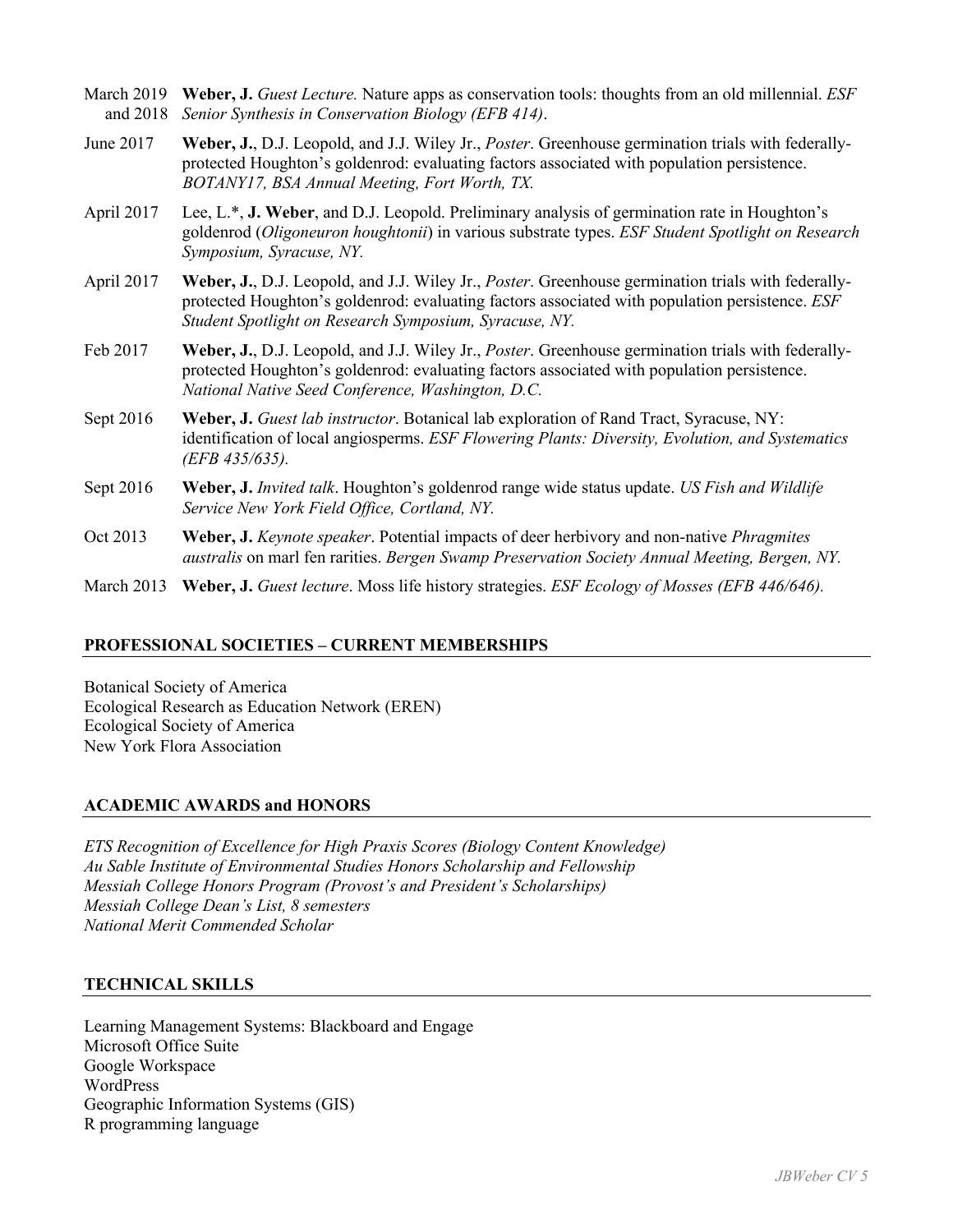March 2019 and 2018 **Weber, J.** *Guest Lecture.* Nature apps as conservation tools: thoughts from an old millennial. *ESF Senior Synthesis in Conservation Biology (EFB 414)*.

June 2017 **Weber, J.**, D.J. Leopold, and J.J. Wiley Jr., *Poster*. Greenhouse germination trials with federally-protected Houghton's goldenrod: evaluating factors associated with population persistence. *BOTANY17, BSA Annual Meeting, Fort Worth, TX.*

April 2017 Lee, L.*, **J. Weber**, and D.J. Leopold. Preliminary analysis of germination rate in Houghton's goldenrod (*Oligoneuron houghtonii*) in various substrate types. *ESF Student Spotlight on Research Symposium, Syracuse, NY.*

April 2017 **Weber, J.**, D.J. Leopold, and J.J. Wiley Jr., *Poster*. Greenhouse germination trials with federally-protected Houghton's goldenrod: evaluating factors associated with population persistence. *ESF Student Spotlight on Research Symposium, Syracuse, NY.*

Feb 2017 **Weber, J.**, D.J. Leopold, and J.J. Wiley Jr., *Poster*. Greenhouse germination trials with federally-protected Houghton's goldenrod: evaluating factors associated with population persistence. *National Native Seed Conference, Washington, D.C.*

Sept 2016 **Weber, J.** *Guest lab instructor*. Botanical lab exploration of Rand Tract, Syracuse, NY: identification of local angiosperms. *ESF Flowering Plants: Diversity, Evolution, and Systematics (EFB 435/635).*

Sept 2016 **Weber, J.** *Invited talk*. Houghton's goldenrod range wide status update. *US Fish and Wildlife Service New York Field Office, Cortland, NY.*

Oct 2013 **Weber, J.** *Keynote speaker*. Potential impacts of deer herbivory and non-native *Phragmites australis* on marl fen rarities. *Bergen Swamp Preservation Society Annual Meeting, Bergen, NY.*

March 2013 **Weber, J.** *Guest lecture*. Moss life history strategies. *ESF Ecology of Mosses (EFB 446/646).*

## PROFESSIONAL SOCIETIES – CURRENT MEMBERSHIPS

Botanical Society of America
Ecological Research as Education Network (EREN)
Ecological Society of America
New York Flora Association

## ACADEMIC AWARDS and HONORS

*ETS Recognition of Excellence for High Praxis Scores (Biology Content Knowledge)*
*Au Sable Institute of Environmental Studies Honors Scholarship and Fellowship*
*Messiah College Honors Program (Provost's and President's Scholarships)*
*Messiah College Dean's List, 8 semesters*
*National Merit Commended Scholar*

## TECHNICAL SKILLS

Learning Management Systems: Blackboard and Engage
Microsoft Office Suite
Google Workspace
WordPress
Geographic Information Systems (GIS)
R programming language